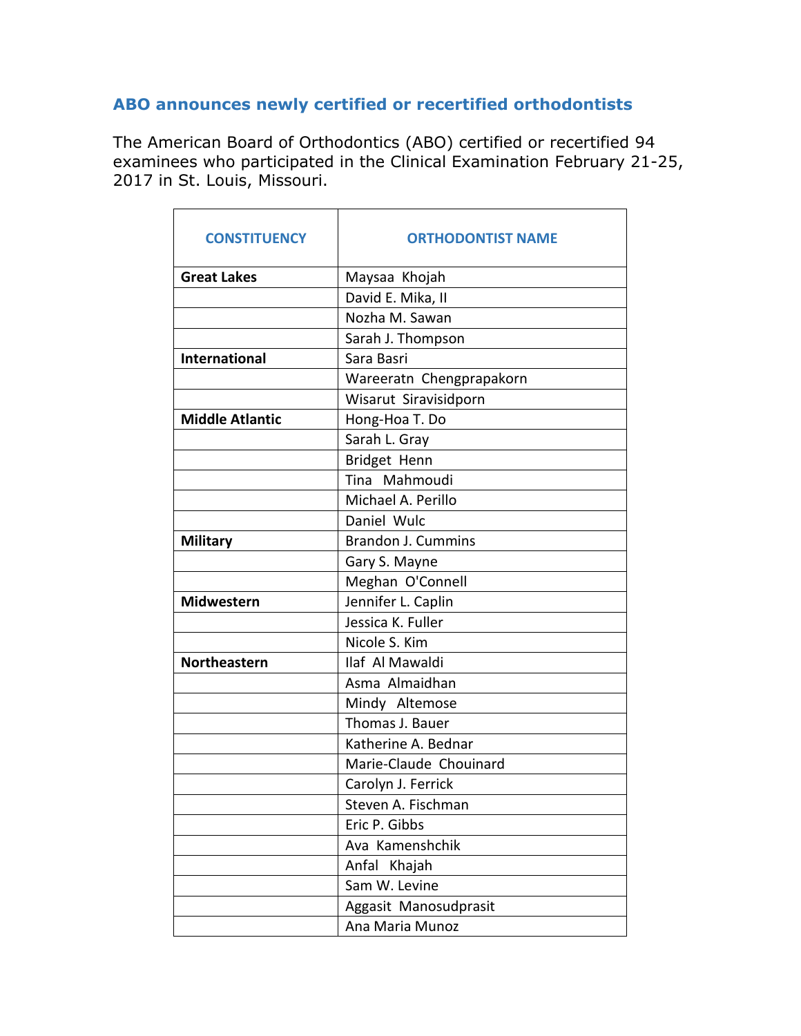## ABO announces newly certified or recertified orthodontists

The American Board of Orthodontics (ABO) certified or recertified 94 examinees who participated in the Clinical Examination February 21-25, 2017 in St. Louis, Missouri.

| CONSTITUENCY | ORTHODONTIST NAME |
|---|---|
| **Great Lakes** | Maysaa Khojah |
| | David E. Mika, II |
| | Nozha M. Sawan |
| | Sarah J. Thompson |
| **International** | Sara Basri |
| | Wareeratn Chengprapakorn |
| | Wisarut Siravisidporn |
| **Middle Atlantic** | Hong-Hoa T. Do |
| | Sarah L. Gray |
| | Bridget Henn |
| | Tina Mahmoudi |
| | Michael A. Perillo |
| | Daniel Wulc |
| **Military** | Brandon J. Cummins |
| | Gary S. Mayne |
| | Meghan O'Connell |
| **Midwestern** | Jennifer L. Caplin |
| | Jessica K. Fuller |
| | Nicole S. Kim |
| **Northeastern** | Ilaf Al Mawaldi |
| | Asma Almaidhan |
| | Mindy Altemose |
| | Thomas J. Bauer |
| | Katherine A. Bednar |
| | Marie-Claude Chouinard |
| | Carolyn J. Ferrick |
| | Steven A. Fischman |
| | Eric P. Gibbs |
| | Ava Kamenshchik |
| | Anfal Khajah |
| | Sam W. Levine |
| | Aggasit Manosudprasit |
| | Ana Maria Munoz |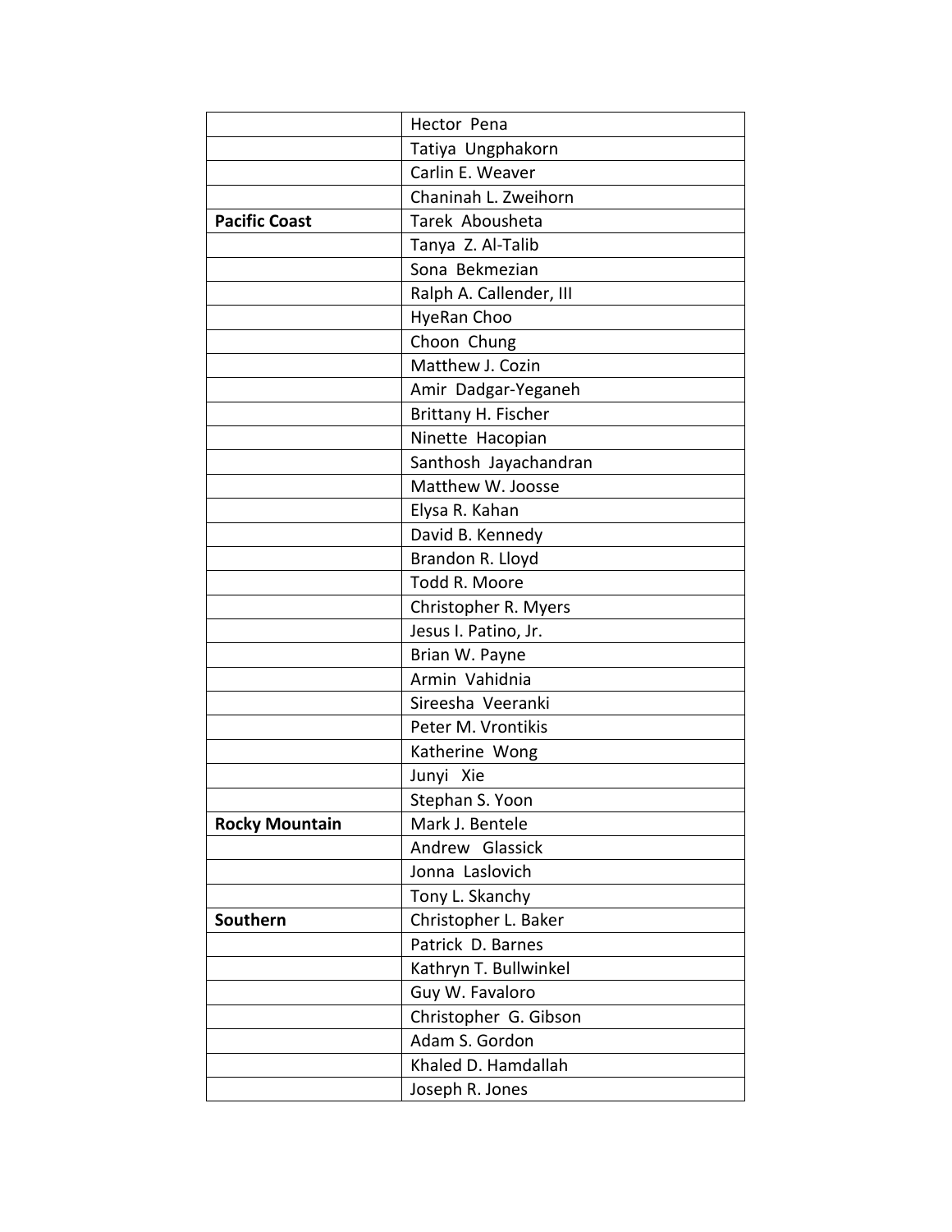| | |
|---|---|
| | Hector Pena |
| | Tatiya Ungphakorn |
| | Carlin E. Weaver |
| | Chaninah L. Zweihorn |
| **Pacific Coast** | Tarek Abousheta |
| | Tanya Z. Al-Talib |
| | Sona Bekmezian |
| | Ralph A. Callender, III |
| | HyeRan Choo |
| | Choon Chung |
| | Matthew J. Cozin |
| | Amir Dadgar-Yeganeh |
| | Brittany H. Fischer |
| | Ninette Hacopian |
| | Santhosh Jayachandran |
| | Matthew W. Joosse |
| | Elysa R. Kahan |
| | David B. Kennedy |
| | Brandon R. Lloyd |
| | Todd R. Moore |
| | Christopher R. Myers |
| | Jesus I. Patino, Jr. |
| | Brian W. Payne |
| | Armin Vahidnia |
| | Sireesha Veeranki |
| | Peter M. Vrontikis |
| | Katherine Wong |
| | Junyi Xie |
| | Stephan S. Yoon |
| **Rocky Mountain** | Mark J. Bentele |
| | Andrew Glassick |
| | Jonna Laslovich |
| | Tony L. Skanchy |
| **Southern** | Christopher L. Baker |
| | Patrick D. Barnes |
| | Kathryn T. Bullwinkel |
| | Guy W. Favaloro |
| | Christopher G. Gibson |
| | Adam S. Gordon |
| | Khaled D. Hamdallah |
| | Joseph R. Jones |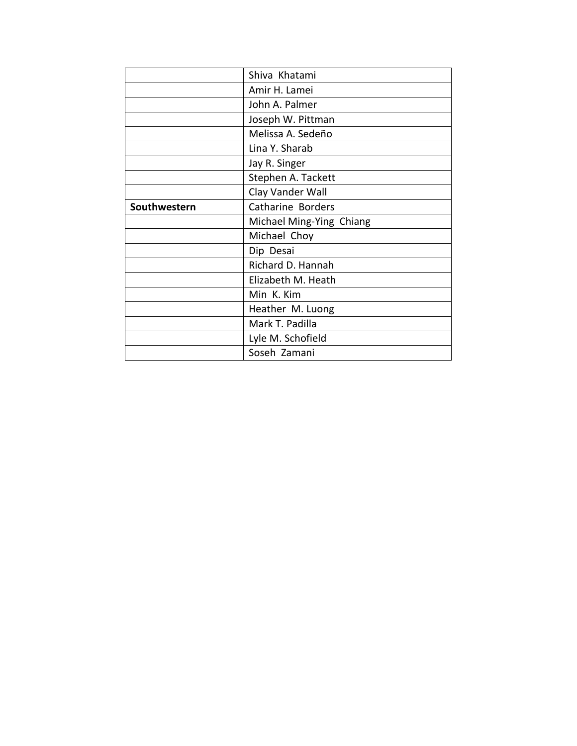| | |
|---|---|
| | Shiva  Khatami |
| | Amir H. Lamei |
| | John A. Palmer |
| | Joseph W. Pittman |
| | Melissa A. Sedeño |
| | Lina Y. Sharab |
| | Jay R. Singer |
| | Stephen A. Tackett |
| | Clay Vander Wall |
| **Southwestern** | Catharine  Borders |
| | Michael Ming-Ying  Chiang |
| | Michael  Choy |
| | Dip  Desai |
| | Richard D. Hannah |
| | Elizabeth M. Heath |
| | Min  K. Kim |
| | Heather  M. Luong |
| | Mark T. Padilla |
| | Lyle M. Schofield |
| | Soseh  Zamani |